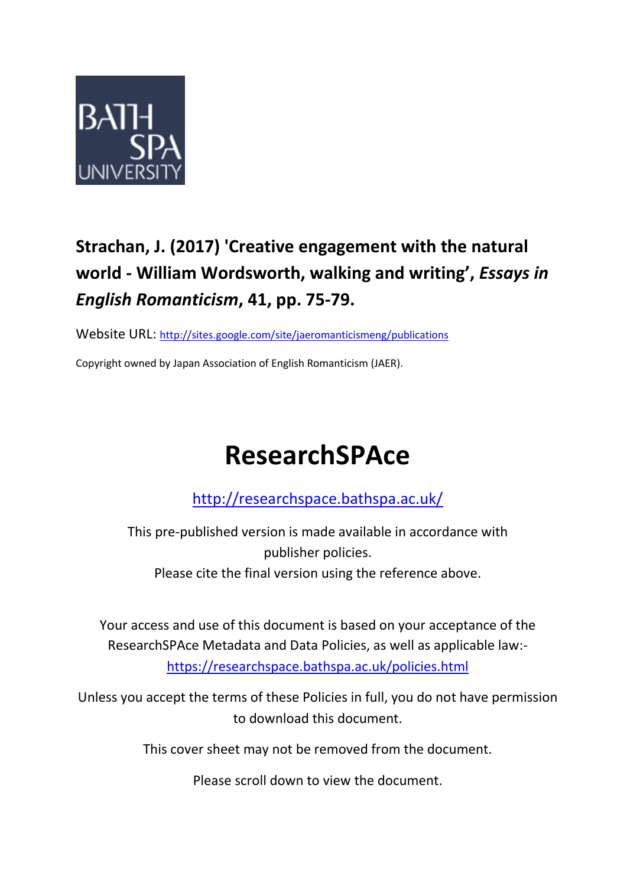BATH SPA UNIVERSITY

**Strachan, J. (2017) 'Creative engagement with the natural world - William Wordsworth, walking and writing',** ***Essays in English Romanticism*****, 41, pp. 75-79.**

Website URL: http://sites.google.com/site/jaeromanticismeng/publications

Copyright owned by Japan Association of English Romanticism (JAER).

# ResearchSPAce

http://researchspace.bathspa.ac.uk/

This pre-published version is made available in accordance with publisher policies.
Please cite the final version using the reference above.

Your access and use of this document is based on your acceptance of the ResearchSPAce Metadata and Data Policies, as well as applicable law:-
https://researchspace.bathspa.ac.uk/policies.html

Unless you accept the terms of these Policies in full, you do not have permission to download this document.

This cover sheet may not be removed from the document.

Please scroll down to view the document.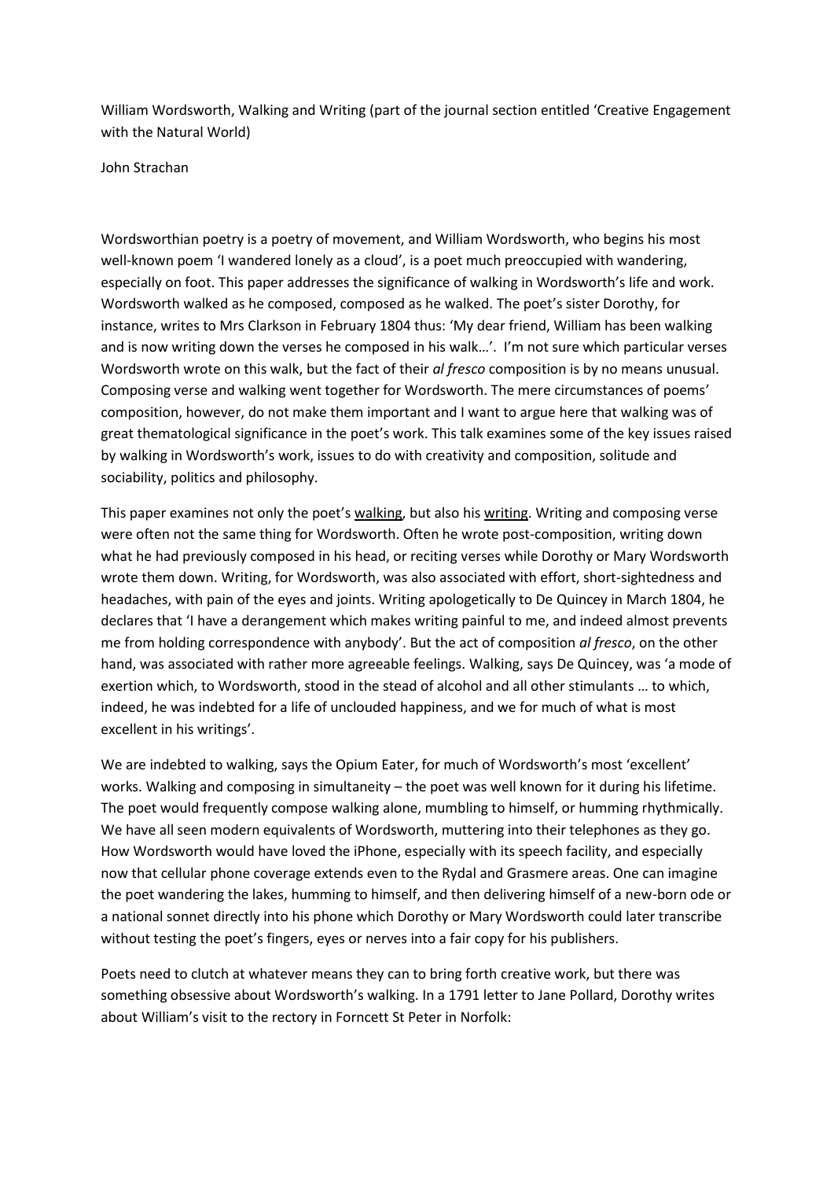William Wordsworth, Walking and Writing (part of the journal section entitled 'Creative Engagement with the Natural World)

John Strachan

Wordsworthian poetry is a poetry of movement, and William Wordsworth, who begins his most well-known poem 'I wandered lonely as a cloud', is a poet much preoccupied with wandering, especially on foot. This paper addresses the significance of walking in Wordsworth's life and work. Wordsworth walked as he composed, composed as he walked. The poet's sister Dorothy, for instance, writes to Mrs Clarkson in February 1804 thus: 'My dear friend, William has been walking and is now writing down the verses he composed in his walk…'. I'm not sure which particular verses Wordsworth wrote on this walk, but the fact of their *al fresco* composition is by no means unusual. Composing verse and walking went together for Wordsworth. The mere circumstances of poems' composition, however, do not make them important and I want to argue here that walking was of great thematological significance in the poet's work. This talk examines some of the key issues raised by walking in Wordsworth's work, issues to do with creativity and composition, solitude and sociability, politics and philosophy.

This paper examines not only the poet's <u>walking</u>, but also his <u>writing</u>. Writing and composing verse were often not the same thing for Wordsworth. Often he wrote post-composition, writing down what he had previously composed in his head, or reciting verses while Dorothy or Mary Wordsworth wrote them down. Writing, for Wordsworth, was also associated with effort, short-sightedness and headaches, with pain of the eyes and joints. Writing apologetically to De Quincey in March 1804, he declares that 'I have a derangement which makes writing painful to me, and indeed almost prevents me from holding correspondence with anybody'. But the act of composition *al fresco*, on the other hand, was associated with rather more agreeable feelings. Walking, says De Quincey, was 'a mode of exertion which, to Wordsworth, stood in the stead of alcohol and all other stimulants … to which, indeed, he was indebted for a life of unclouded happiness, and we for much of what is most excellent in his writings'.

We are indebted to walking, says the Opium Eater, for much of Wordsworth's most 'excellent' works. Walking and composing in simultaneity – the poet was well known for it during his lifetime. The poet would frequently compose walking alone, mumbling to himself, or humming rhythmically. We have all seen modern equivalents of Wordsworth, muttering into their telephones as they go. How Wordsworth would have loved the iPhone, especially with its speech facility, and especially now that cellular phone coverage extends even to the Rydal and Grasmere areas. One can imagine the poet wandering the lakes, humming to himself, and then delivering himself of a new-born ode or a national sonnet directly into his phone which Dorothy or Mary Wordsworth could later transcribe without testing the poet's fingers, eyes or nerves into a fair copy for his publishers.

Poets need to clutch at whatever means they can to bring forth creative work, but there was something obsessive about Wordsworth's walking. In a 1791 letter to Jane Pollard, Dorothy writes about William's visit to the rectory in Forncett St Peter in Norfolk: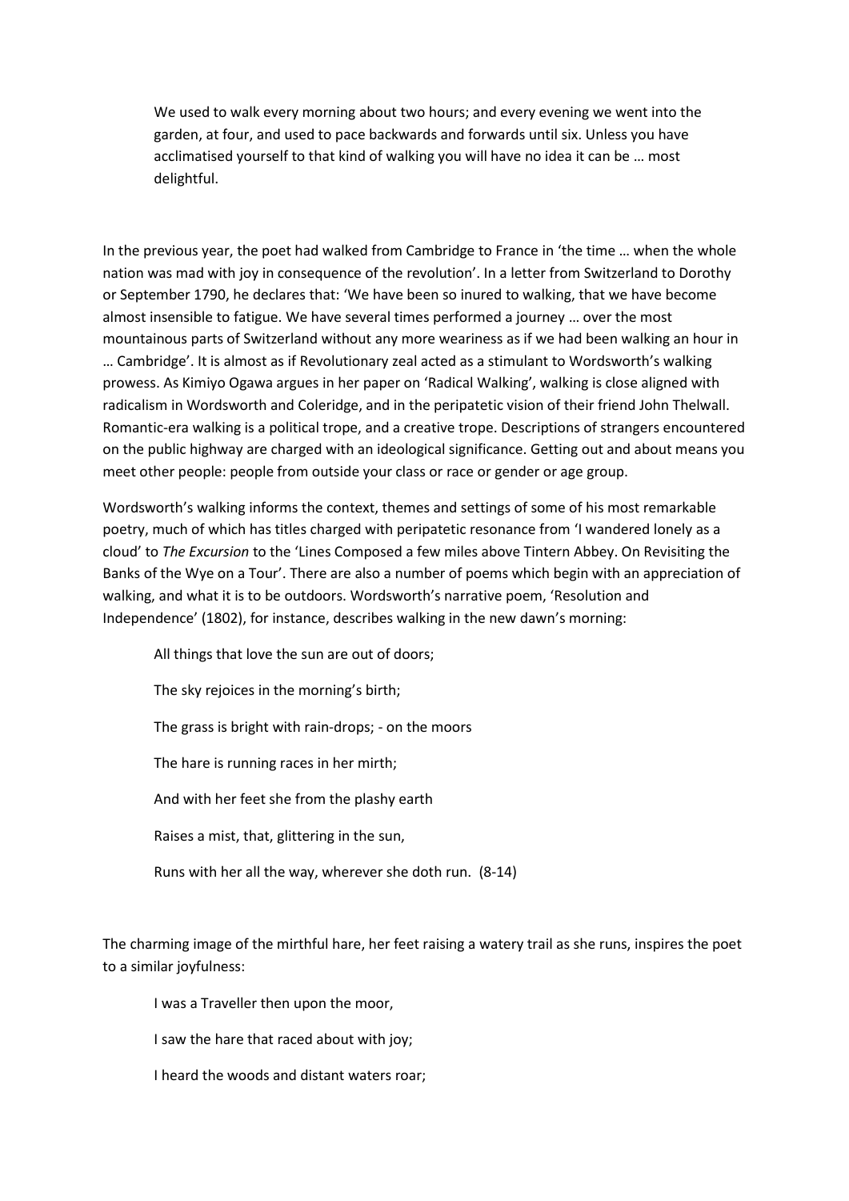> We used to walk every morning about two hours; and every evening we went into the garden, at four, and used to pace backwards and forwards until six. Unless you have acclimatised yourself to that kind of walking you will have no idea it can be … most delightful.

In the previous year, the poet had walked from Cambridge to France in 'the time … when the whole nation was mad with joy in consequence of the revolution'. In a letter from Switzerland to Dorothy or September 1790, he declares that: 'We have been so inured to walking, that we have become almost insensible to fatigue. We have several times performed a journey … over the most mountainous parts of Switzerland without any more weariness as if we had been walking an hour in … Cambridge'. It is almost as if Revolutionary zeal acted as a stimulant to Wordsworth's walking prowess. As Kimiyo Ogawa argues in her paper on 'Radical Walking', walking is close aligned with radicalism in Wordsworth and Coleridge, and in the peripatetic vision of their friend John Thelwall. Romantic-era walking is a political trope, and a creative trope. Descriptions of strangers encountered on the public highway are charged with an ideological significance. Getting out and about means you meet other people: people from outside your class or race or gender or age group.

Wordsworth's walking informs the context, themes and settings of some of his most remarkable poetry, much of which has titles charged with peripatetic resonance from 'I wandered lonely as a cloud' to *The Excursion* to the 'Lines Composed a few miles above Tintern Abbey. On Revisiting the Banks of the Wye on a Tour'. There are also a number of poems which begin with an appreciation of walking, and what it is to be outdoors. Wordsworth's narrative poem, 'Resolution and Independence' (1802), for instance, describes walking in the new dawn's morning:

> All things that love the sun are out of doors;
>
> The sky rejoices in the morning's birth;
>
> The grass is bright with rain-drops; - on the moors
>
> The hare is running races in her mirth;
>
> And with her feet she from the plashy earth
>
> Raises a mist, that, glittering in the sun,
>
> Runs with her all the way, wherever she doth run. (8-14)

The charming image of the mirthful hare, her feet raising a watery trail as she runs, inspires the poet to a similar joyfulness:

> I was a Traveller then upon the moor,
>
> I saw the hare that raced about with joy;
>
> I heard the woods and distant waters roar;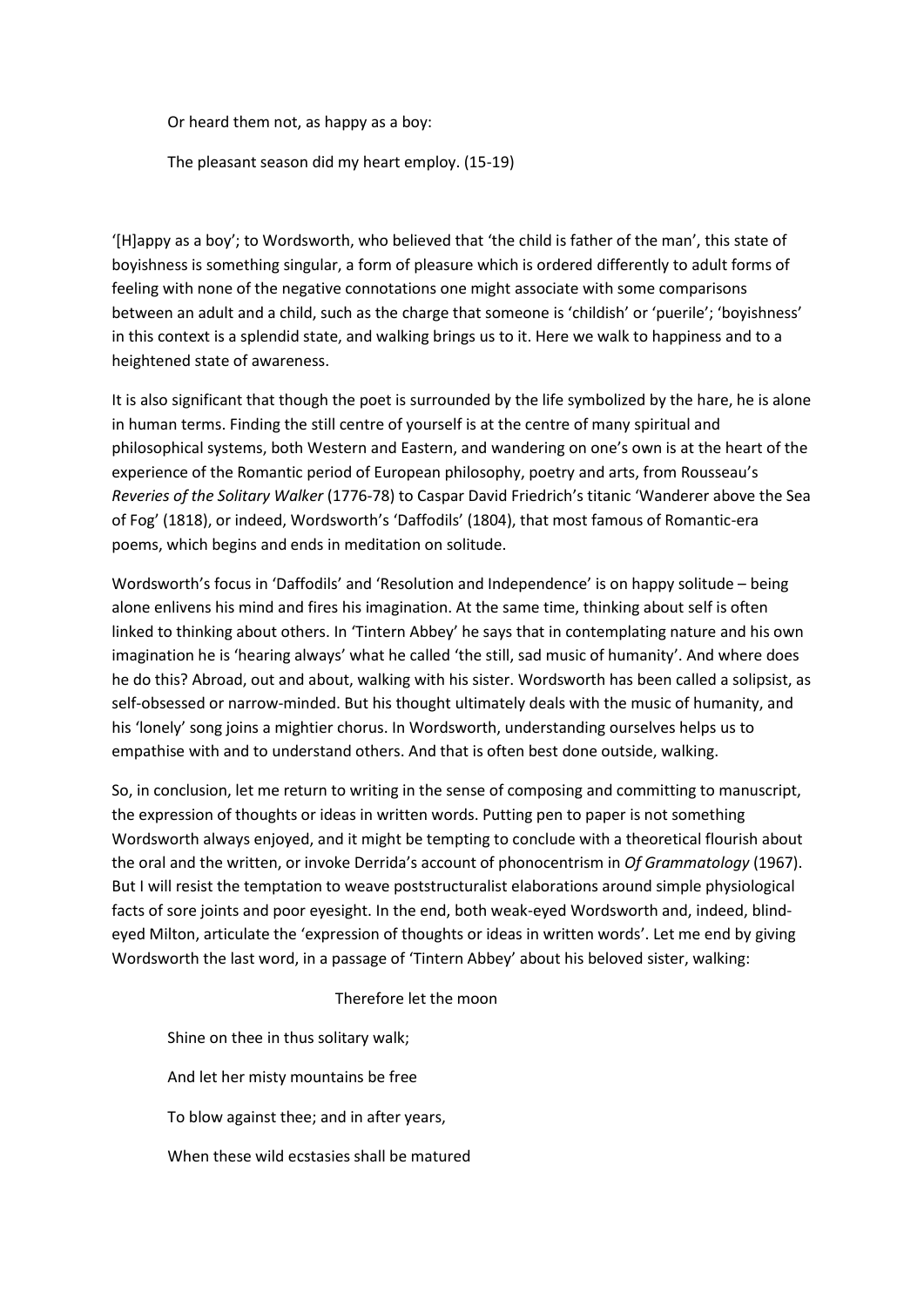Or heard them not, as happy as a boy:

The pleasant season did my heart employ. (15-19)

'[H]appy as a boy'; to Wordsworth, who believed that 'the child is father of the man', this state of boyishness is something singular, a form of pleasure which is ordered differently to adult forms of feeling with none of the negative connotations one might associate with some comparisons between an adult and a child, such as the charge that someone is 'childish' or 'puerile'; 'boyishness' in this context is a splendid state, and walking brings us to it. Here we walk to happiness and to a heightened state of awareness.

It is also significant that though the poet is surrounded by the life symbolized by the hare, he is alone in human terms. Finding the still centre of yourself is at the centre of many spiritual and philosophical systems, both Western and Eastern, and wandering on one's own is at the heart of the experience of the Romantic period of European philosophy, poetry and arts, from Rousseau's *Reveries of the Solitary Walker* (1776-78) to Caspar David Friedrich's titanic 'Wanderer above the Sea of Fog' (1818), or indeed, Wordsworth's 'Daffodils' (1804), that most famous of Romantic-era poems, which begins and ends in meditation on solitude.

Wordsworth's focus in 'Daffodils' and 'Resolution and Independence' is on happy solitude – being alone enlivens his mind and fires his imagination. At the same time, thinking about self is often linked to thinking about others. In 'Tintern Abbey' he says that in contemplating nature and his own imagination he is 'hearing always' what he called 'the still, sad music of humanity'. And where does he do this? Abroad, out and about, walking with his sister. Wordsworth has been called a solipsist, as self-obsessed or narrow-minded. But his thought ultimately deals with the music of humanity, and his 'lonely' song joins a mightier chorus. In Wordsworth, understanding ourselves helps us to empathise with and to understand others. And that is often best done outside, walking.

So, in conclusion, let me return to writing in the sense of composing and committing to manuscript, the expression of thoughts or ideas in written words. Putting pen to paper is not something Wordsworth always enjoyed, and it might be tempting to conclude with a theoretical flourish about the oral and the written, or invoke Derrida's account of phonocentrism in *Of Grammatology* (1967). But I will resist the temptation to weave poststructuralist elaborations around simple physiological facts of sore joints and poor eyesight. In the end, both weak-eyed Wordsworth and, indeed, blind-eyed Milton, articulate the 'expression of thoughts or ideas in written words'. Let me end by giving Wordsworth the last word, in a passage of 'Tintern Abbey' about his beloved sister, walking:

Therefore let the moon

Shine on thee in thus solitary walk;

And let her misty mountains be free

To blow against thee; and in after years,

When these wild ecstasies shall be matured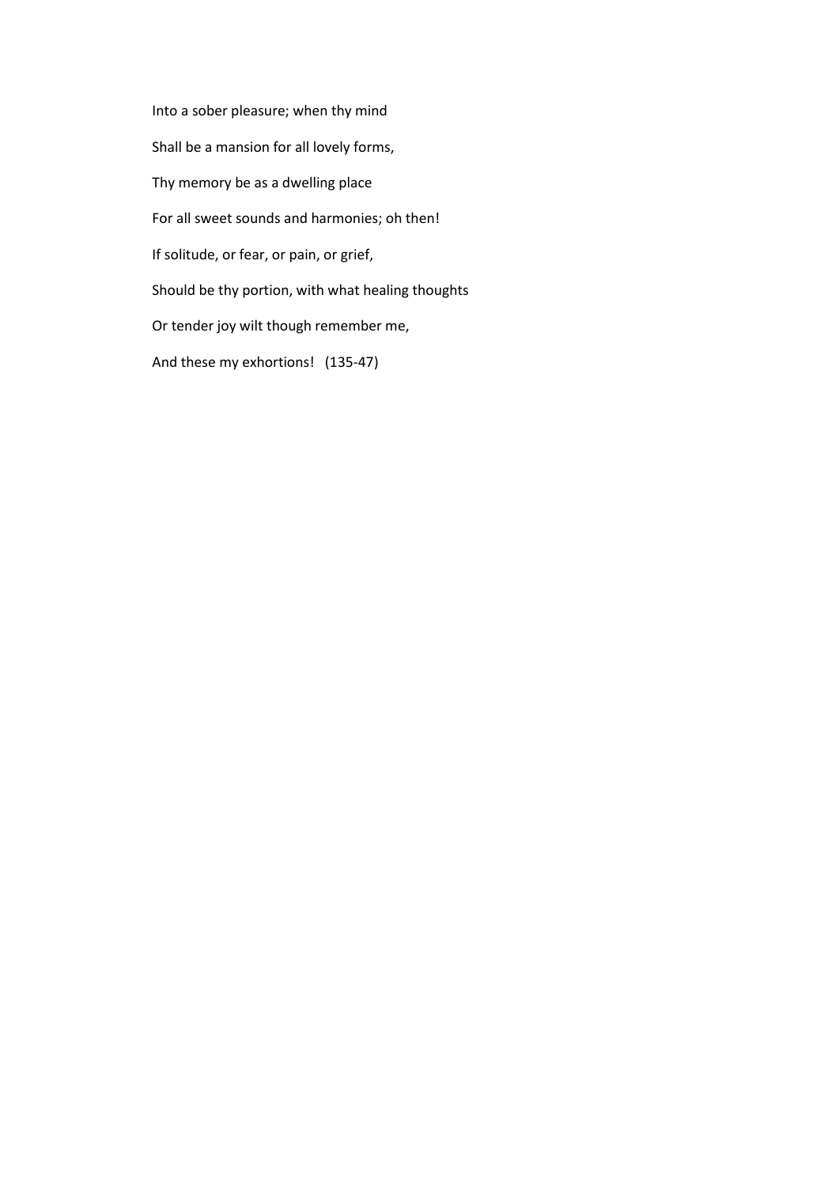Into a sober pleasure; when thy mind

Shall be a mansion for all lovely forms,

Thy memory be as a dwelling place

For all sweet sounds and harmonies; oh then!

If solitude, or fear, or pain, or grief,

Should be thy portion, with what healing thoughts

Or tender joy wilt though remember me,

And these my exhortions! (135-47)